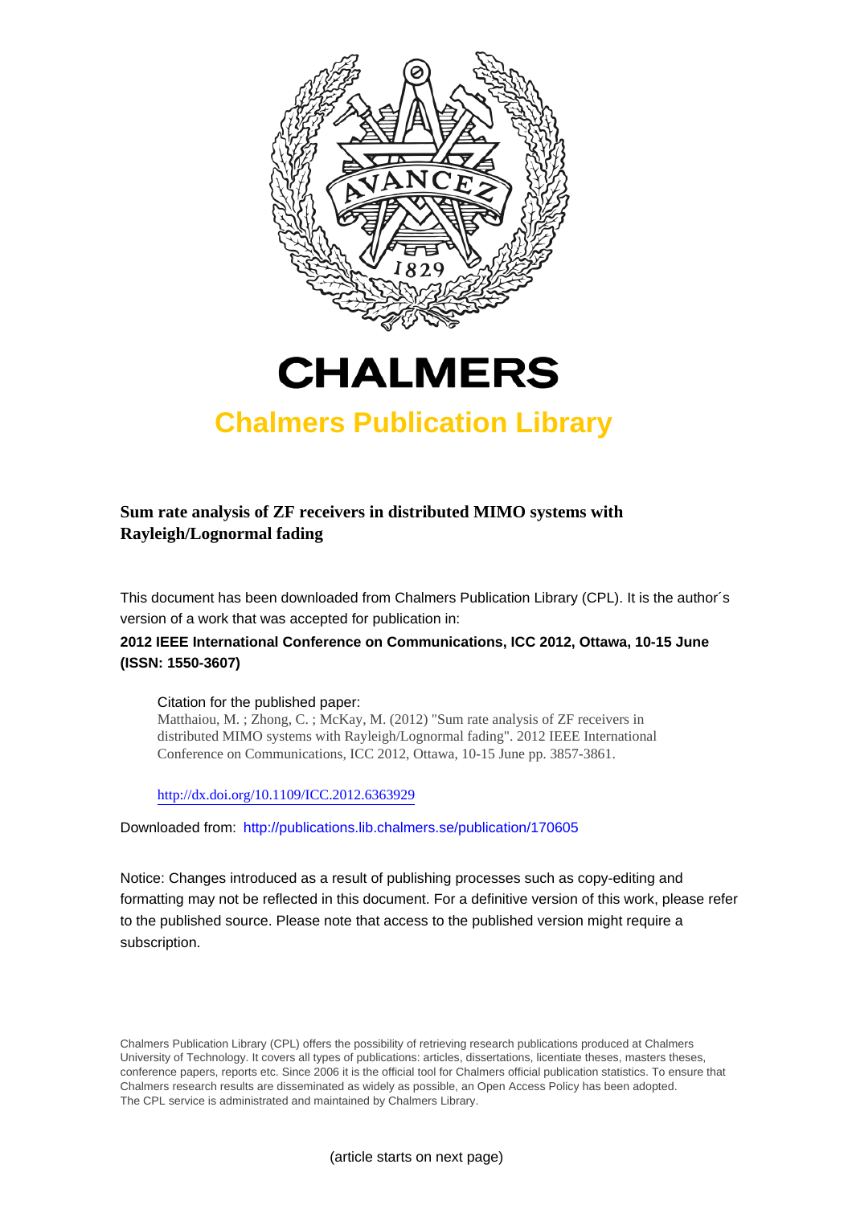# CHALMERS

## Chalmers Publication Library

**Sum rate analysis of ZF receivers in distributed MIMO systems with Rayleigh/Lognormal fading**

This document has been downloaded from Chalmers Publication Library (CPL). It is the author´s version of a work that was accepted for publication in:

**2012 IEEE International Conference on Communications, ICC 2012, Ottawa, 10-15 June (ISSN: 1550-3607)**

Citation for the published paper:
Matthaiou, M. ; Zhong, C. ; McKay, M. (2012) "Sum rate analysis of ZF receivers in distributed MIMO systems with Rayleigh/Lognormal fading". 2012 IEEE International Conference on Communications, ICC 2012, Ottawa, 10-15 June pp. 3857-3861.

http://dx.doi.org/10.1109/ICC.2012.6363929

Downloaded from: http://publications.lib.chalmers.se/publication/170605

Notice: Changes introduced as a result of publishing processes such as copy-editing and formatting may not be reflected in this document. For a definitive version of this work, please refer to the published source. Please note that access to the published version might require a subscription.

Chalmers Publication Library (CPL) offers the possibility of retrieving research publications produced at Chalmers University of Technology. It covers all types of publications: articles, dissertations, licentiate theses, masters theses, conference papers, reports etc. Since 2006 it is the official tool for Chalmers official publication statistics. To ensure that Chalmers research results are disseminated as widely as possible, an Open Access Policy has been adopted. The CPL service is administrated and maintained by Chalmers Library.

(article starts on next page)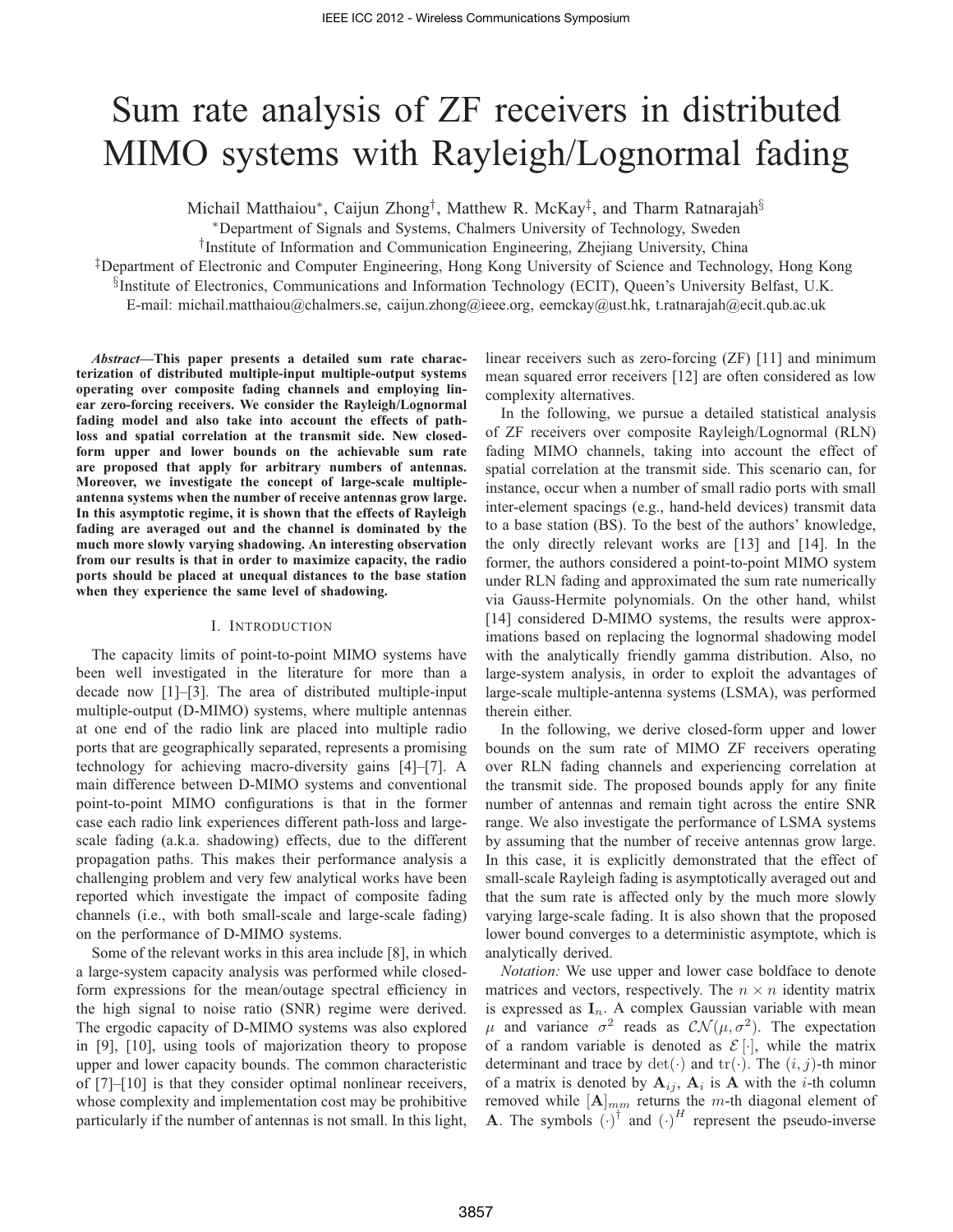# Sum rate analysis of ZF receivers in distributed MIMO systems with Rayleigh/Lognormal fading

Michail Matthaiou[*], Caijun Zhong[†], Matthew R. McKay[‡], and Tharm Ratnarajah[§]

[*]Department of Signals and Systems, Chalmers University of Technology, Sweden

[†]Institute of Information and Communication Engineering, Zhejiang University, China

[‡]Department of Electronic and Computer Engineering, Hong Kong University of Science and Technology, Hong Kong

[§]Institute of Electronics, Communications and Information Technology (ECIT), Queen's University Belfast, U.K.

E-mail: michail.matthaiou@chalmers.se, caijun.zhong@ieee.org, eemckay@ust.hk, t.ratnarajah@ecit.qub.ac.uk

***Abstract*—This paper presents a detailed sum rate characterization of distributed multiple-input multiple-output systems operating over composite fading channels and employing linear zero-forcing receivers. We consider the Rayleigh/Lognormal fading model and also take into account the effects of path-loss and spatial correlation at the transmit side. New closed-form upper and lower bounds on the achievable sum rate are proposed that apply for arbitrary numbers of antennas. Moreover, we investigate the concept of large-scale multiple-antenna systems when the number of receive antennas grow large. In this asymptotic regime, it is shown that the effects of Rayleigh fading are averaged out and the channel is dominated by the much more slowly varying shadowing. An interesting observation from our results is that in order to maximize capacity, the radio ports should be placed at unequal distances to the base station when they experience the same level of shadowing.**

## I. Introduction

The capacity limits of point-to-point MIMO systems have been well investigated in the literature for more than a decade now [1]–[3]. The area of distributed multiple-input multiple-output (D-MIMO) systems, where multiple antennas at one end of the radio link are placed into multiple radio ports that are geographically separated, represents a promising technology for achieving macro-diversity gains [4]–[7]. A main difference between D-MIMO systems and conventional point-to-point MIMO configurations is that in the former case each radio link experiences different path-loss and large-scale fading (a.k.a. shadowing) effects, due to the different propagation paths. This makes their performance analysis a challenging problem and very few analytical works have been reported which investigate the impact of composite fading channels (i.e., with both small-scale and large-scale fading) on the performance of D-MIMO systems.

Some of the relevant works in this area include [8], in which a large-system capacity analysis was performed while closed-form expressions for the mean/outage spectral efficiency in the high signal to noise ratio (SNR) regime were derived. The ergodic capacity of D-MIMO systems was also explored in [9], [10], using tools of majorization theory to propose upper and lower capacity bounds. The common characteristic of [7]–[10] is that they consider optimal nonlinear receivers, whose complexity and implementation cost may be prohibitive particularly if the number of antennas is not small. In this light, linear receivers such as zero-forcing (ZF) [11] and minimum mean squared error receivers [12] are often considered as low complexity alternatives.

In the following, we pursue a detailed statistical analysis of ZF receivers over composite Rayleigh/Lognormal (RLN) fading MIMO channels, taking into account the effect of spatial correlation at the transmit side. This scenario can, for instance, occur when a number of small radio ports with small inter-element spacings (e.g., hand-held devices) transmit data to a base station (BS). To the best of the authors' knowledge, the only directly relevant works are [13] and [14]. In the former, the authors considered a point-to-point MIMO system under RLN fading and approximated the sum rate numerically via Gauss-Hermite polynomials. On the other hand, whilst [14] considered D-MIMO systems, the results were approximations based on replacing the lognormal shadowing model with the analytically friendly gamma distribution. Also, no large-system analysis, in order to exploit the advantages of large-scale multiple-antenna systems (LSMA), was performed therein either.

In the following, we derive closed-form upper and lower bounds on the sum rate of MIMO ZF receivers operating over RLN fading channels and experiencing correlation at the transmit side. The proposed bounds apply for any finite number of antennas and remain tight across the entire SNR range. We also investigate the performance of LSMA systems by assuming that the number of receive antennas grow large. In this case, it is explicitly demonstrated that the effect of small-scale Rayleigh fading is asymptotically averaged out and that the sum rate is affected only by the much more slowly varying large-scale fading. It is also shown that the proposed lower bound converges to a deterministic asymptote, which is analytically derived.

*Notation:* We use upper and lower case boldface to denote matrices and vectors, respectively. The $n \times n$ identity matrix is expressed as $\mathbf{I}_n$. A complex Gaussian variable with mean $\mu$ and variance $\sigma^2$ reads as $\mathcal{CN}(\mu, \sigma^2)$. The expectation of a random variable is denoted as $\mathcal{E}[\cdot]$, while the matrix determinant and trace by $\det(\cdot)$ and $\mathrm{tr}(\cdot)$. The $(i, j)$-th minor of a matrix is denoted by $\mathbf{A}_{ij}$, $\mathbf{A}_i$ is $\mathbf{A}$ with the $i$-th column removed while $[\mathbf{A}]_{mm}$ returns the $m$-th diagonal element of $\mathbf{A}$. The symbols $(\cdot)^\dagger$ and $(\cdot)^H$ represent the pseudo-inverse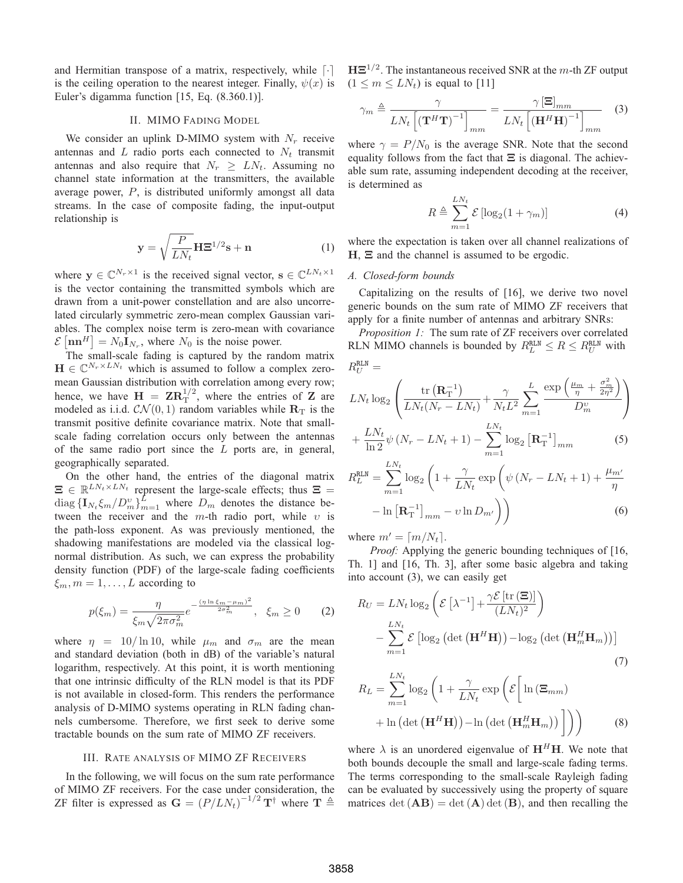and Hermitian transpose of a matrix, respectively, while $\lceil \cdot \rceil$ is the ceiling operation to the nearest integer. Finally, $\psi(x)$ is Euler's digamma function [15, Eq. (8.360.1)].

## II. MIMO Fading Model

We consider an uplink D-MIMO system with $N_r$ receive antennas and $L$ radio ports each connected to $N_t$ transmit antennas and also require that $N_r \geq LN_t$. Assuming no channel state information at the transmitters, the available average power, $P$, is distributed uniformly amongst all data streams. In the case of composite fading, the input-output relationship is

$$\mathbf{y} = \sqrt{\frac{P}{LN_t}} \mathbf{H}\mathbf{\Xi}^{1/2}\mathbf{s} + \mathbf{n} \tag{1}$$

where $\mathbf{y} \in \mathbb{C}^{N_r \times 1}$ is the received signal vector, $\mathbf{s} \in \mathbb{C}^{LN_t \times 1}$ is the vector containing the transmitted symbols which are drawn from a unit-power constellation and are also uncorrelated circularly symmetric zero-mean complex Gaussian variables. The complex noise term is zero-mean with covariance $\mathcal{E}\left[\mathbf{n}\mathbf{n}^H\right] = N_0 \mathbf{I}_{N_r}$, where $N_0$ is the noise power.

The small-scale fading is captured by the random matrix $\mathbf{H} \in \mathbb{C}^{N_r \times LN_t}$ which is assumed to follow a complex zero-mean Gaussian distribution with correlation among every row; hence, we have $\mathbf{H} = \mathbf{Z}\mathbf{R}_{\mathrm{T}}^{1/2}$, where the entries of $\mathbf{Z}$ are modeled as i.i.d. $\mathcal{CN}(0,1)$ random variables while $\mathbf{R}_{\mathrm{T}}$ is the transmit positive definite covariance matrix. Note that small-scale fading correlation occurs only between the antennas of the same radio port since the $L$ ports are, in general, geographically separated.

On the other hand, the entries of the diagonal matrix $\mathbf{\Xi} \in \mathbb{R}^{LN_t \times LN_t}$ represent the large-scale effects; thus $\mathbf{\Xi} = \mathrm{diag}\left\{\mathbf{I}_{N_t}\xi_m / D_m^{\upsilon}\right\}_{m=1}^{L}$ where $D_m$ denotes the distance between the receiver and the $m$-th radio port, while $\upsilon$ is the path-loss exponent. As was previously mentioned, the shadowing manifestations are modeled via the classical lognormal distribution. As such, we can express the probability density function (PDF) of the large-scale fading coefficients $\xi_m, m = 1, \ldots, L$ according to

$$p(\xi_m) = \frac{\eta}{\xi_m \sqrt{2\pi\sigma_m^2}} e^{-\frac{(\eta \ln \xi_m - \mu_m)^2}{2\sigma_m^2}}, \quad \xi_m \geq 0 \tag{2}$$

where $\eta = 10/\ln 10$, while $\mu_m$ and $\sigma_m$ are the mean and standard deviation (both in dB) of the variable's natural logarithm, respectively. At this point, it is worth mentioning that one intrinsic difficulty of the RLN model is that its PDF is not available in closed-form. This renders the performance analysis of D-MIMO systems operating in RLN fading channels cumbersome. Therefore, we first seek to derive some tractable bounds on the sum rate of MIMO ZF receivers.

## III. Rate Analysis of MIMO ZF Receivers

In the following, we will focus on the sum rate performance of MIMO ZF receivers. For the case under consideration, the ZF filter is expressed as $\mathbf{G} = \left(P/LN_t\right)^{-1/2}\mathbf{T}^{\dagger}$ where $\mathbf{T} \triangleq \mathbf{H}\mathbf{\Xi}^{1/2}$. The instantaneous received SNR at the $m$-th ZF output ($1 \leq m \leq LN_t$) is equal to [11]

$$\gamma_m \triangleq \frac{\gamma}{LN_t\left[\left(\mathbf{T}^H\mathbf{T}\right)^{-1}\right]_{mm}} = \frac{\gamma\left[\mathbf{\Xi}\right]_{mm}}{LN_t\left[\left(\mathbf{H}^H\mathbf{H}\right)^{-1}\right]_{mm}} \tag{3}$$

where $\gamma = P/N_0$ is the average SNR. Note that the second equality follows from the fact that $\mathbf{\Xi}$ is diagonal. The achievable sum rate, assuming independent decoding at the receiver, is determined as

$$R \triangleq \sum_{m=1}^{LN_t} \mathcal{E}\left[\log_2(1+\gamma_m)\right] \tag{4}$$

where the expectation is taken over all channel realizations of $\mathbf{H}$, $\mathbf{\Xi}$ and the channel is assumed to be ergodic.

### A. Closed-form bounds

Capitalizing on the results of [16], we derive two novel generic bounds on the sum rate of MIMO ZF receivers that apply for a finite number of antennas and arbitrary SNRs:

*Proposition 1:* The sum rate of ZF receivers over correlated RLN MIMO channels is bounded by $R_L^{\mathtt{RLN}} \leq R \leq R_U^{\mathtt{RLN}}$ with

$$\begin{aligned} R_U^{\mathtt{RLN}} = \; & LN_t \log_2\left(\frac{\mathrm{tr}\left(\mathbf{R}_{\mathrm{T}}^{-1}\right)}{LN_t(N_r - LN_t)} + \frac{\gamma}{N_t L^2}\sum_{m=1}^{L}\frac{\exp\left(\frac{\mu_m}{\eta}+\frac{\sigma_m^2}{2\eta^2}\right)}{D_m^{\upsilon}}\right) \\ & + \frac{LN_t}{\ln 2}\psi\left(N_r - LN_t + 1\right) - \sum_{m=1}^{LN_t}\log_2\left[\mathbf{R}_{\mathrm{T}}^{-1}\right]_{mm} \end{aligned} \tag{5}$$

$$\begin{aligned} R_L^{\mathtt{RLN}} = \sum_{m=1}^{LN_t}\log_2\Bigg(1 + \frac{\gamma}{LN_t}\exp\bigg(\psi\left(N_r - LN_t + 1\right) + \frac{\mu_{m'}}{\eta} \\ - \ln\left[\mathbf{R}_{\mathrm{T}}^{-1}\right]_{mm} - \upsilon \ln D_{m'}\bigg)\Bigg) \end{aligned} \tag{6}$$

where $m' = \lceil m/N_t \rceil$.

*Proof:* Applying the generic bounding techniques of [16, Th. 1] and [16, Th. 3], after some basic algebra and taking into account (3), we can easily get

$$\begin{aligned} R_U = \; & LN_t \log_2\left(\mathcal{E}\left[\lambda^{-1}\right] + \frac{\gamma\mathcal{E}\left[\mathrm{tr}\left(\mathbf{\Xi}\right)\right]}{(LN_t)^2}\right) \\ & - \sum_{m=1}^{LN_t}\mathcal{E}\left[\log_2\left(\det\left(\mathbf{H}^H\mathbf{H}\right)\right) - \log_2\left(\det\left(\mathbf{H}_m^H\mathbf{H}_m\right)\right)\right] \end{aligned} \tag{7}$$

$$\begin{aligned} R_L = \sum_{m=1}^{LN_t}\log_2\Bigg(1 + \frac{\gamma}{LN_t}\exp\bigg(\mathcal{E}\Big[\ln\left(\mathbf{\Xi}_{mm}\right) \\ + \ln\left(\det\left(\mathbf{H}^H\mathbf{H}\right)\right) - \ln\left(\det\left(\mathbf{H}_m^H\mathbf{H}_m\right)\right)\Big]\bigg)\Bigg) \end{aligned} \tag{8}$$

where $\lambda$ is an unordered eigenvalue of $\mathbf{H}^H\mathbf{H}$. We note that both bounds decouple the small and large-scale fading terms. The terms corresponding to the small-scale Rayleigh fading can be evaluated by successively using the property of square matrices $\det\left(\mathbf{A}\mathbf{B}\right) = \det\left(\mathbf{A}\right)\det\left(\mathbf{B}\right)$, and then recalling the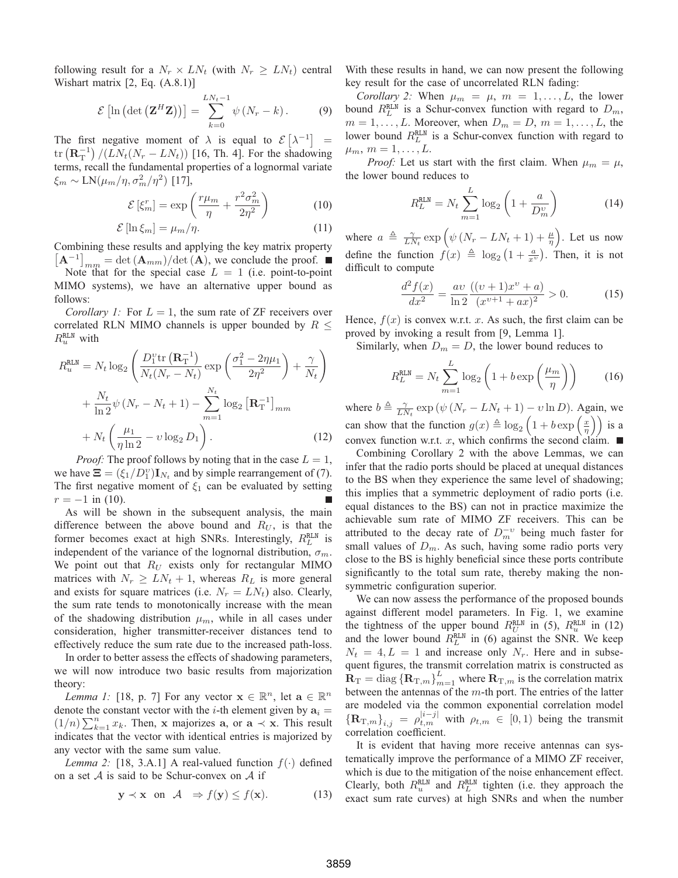following result for a $N_r \times LN_t$ (with $N_r \geq LN_t$) central Wishart matrix [2, Eq. (A.8.1)]

$$\mathcal{E}\left[\ln\left(\det\left(\mathbf{Z}^H\mathbf{Z}\right)\right)\right] = \sum_{k=0}^{LN_t-1} \psi\left(N_r - k\right). \tag{9}$$

The first negative moment of $\lambda$ is equal to $\mathcal{E}\left[\lambda^{-1}\right] = \operatorname{tr}\left(\mathbf{R}_{\mathrm{T}}^{-1}\right)/(LN_t(N_r - LN_t))$ [16, Th. 4]. For the shadowing terms, recall the fundamental properties of a lognormal variate $\xi_m \sim \mathrm{LN}(\mu_m/\eta, \sigma_m^2/\eta^2)$ [17],

$$\mathcal{E}\left[\xi_m^r\right] = \exp\left(\frac{r\mu_m}{\eta} + \frac{r^2\sigma_m^2}{2\eta^2}\right) \tag{10}$$

$$\mathcal{E}\left[\ln \xi_m\right] = \mu_m/\eta. \tag{11}$$

Combining these results and applying the key matrix property $\left[\mathbf{A}^{-1}\right]_{mm} = \det\left(\mathbf{A}_{mm}\right)/\det\left(\mathbf{A}\right)$, we conclude the proof. ■

Note that for the special case $L = 1$ (i.e. point-to-point MIMO systems), we have an alternative upper bound as follows:

*Corollary 1:* For $L = 1$, the sum rate of ZF receivers over correlated RLN MIMO channels is upper bounded by $R \leq R_u^{\mathtt{RLN}}$ with

$$\begin{aligned} R_u^{\mathtt{RLN}} = {} & N_t \log_2\left(\frac{D_1^{\upsilon}\operatorname{tr}\left(\mathbf{R}_{\mathrm{T}}^{-1}\right)}{N_t(N_r - N_t)}\exp\left(\frac{\sigma_1^2 - 2\eta\mu_1}{2\eta^2}\right) + \frac{\gamma}{N_t}\right) \\ & + \frac{N_t}{\ln 2}\psi\left(N_r - N_t + 1\right) - \sum_{m=1}^{N_t}\log_2\left[\mathbf{R}_{\mathrm{T}}^{-1}\right]_{mm} \\ & + N_t\left(\frac{\mu_1}{\eta \ln 2} - \upsilon \log_2 D_1\right). \end{aligned} \tag{12}$$

*Proof:* The proof follows by noting that in the case $L = 1$, we have $\boldsymbol{\Xi} = (\xi_1/D_1^{\upsilon})\mathbf{I}_{N_t}$ and by simple rearrangement of (7). The first negative moment of $\xi_1$ can be evaluated by setting $r = -1$ in (10). ■

As will be shown in the subsequent analysis, the main difference between the above bound and $R_U$, is that the former becomes exact at high SNRs. Interestingly, $R_L^{\mathtt{RLN}}$ is independent of the variance of the lognornal distribution, $\sigma_m$. We point out that $R_U$ exists only for rectangular MIMO matrices with $N_r \geq LN_t + 1$, whereas $R_L$ is more general and exists for square matrices (i.e. $N_r = LN_t$) also. Clearly, the sum rate tends to monotonically increase with the mean of the shadowing distribution $\mu_m$, while in all cases under consideration, higher transmitter-receiver distances tend to effectively reduce the sum rate due to the increased path-loss.

In order to better assess the effects of shadowing parameters, we will now introduce two basic results from majorization theory:

*Lemma 1:* [18, p. 7] For any vector $\mathbf{x} \in \mathbb{R}^n$, let $\mathbf{a} \in \mathbb{R}^n$ denote the constant vector with the $i$-th element given by $\mathbf{a}_i = (1/n)\sum_{k=1}^{n} x_k$. Then, $\mathbf{x}$ majorizes $\mathbf{a}$, or $\mathbf{a} \prec \mathbf{x}$. This result indicates that the vector with identical entries is majorized by any vector with the same sum value.

*Lemma 2:* [18, 3.A.1] A real-valued function $f(\cdot)$ defined on a set $\mathcal{A}$ is said to be Schur-convex on $\mathcal{A}$ if

$$\mathbf{y} \prec \mathbf{x} \ \text{ on } \ \mathcal{A} \ \ \Rightarrow f(\mathbf{y}) \leq f(\mathbf{x}). \tag{13}$$

With these results in hand, we can now present the following key result for the case of uncorrelated RLN fading:

*Corollary 2:* When $\mu_m = \mu$, $m = 1, \ldots, L$, the lower bound $R_L^{\mathtt{RLN}}$ is a Schur-convex function with regard to $D_m$, $m = 1, \ldots, L$. Moreover, when $D_m = D$, $m = 1, \ldots, L$, the lower bound $R_L^{\mathtt{RLN}}$ is a Schur-convex function with regard to $\mu_m$, $m = 1, \ldots, L$.

*Proof:* Let us start with the first claim. When $\mu_m = \mu$, the lower bound reduces to

$$R_L^{\mathtt{RLN}} = N_t \sum_{m=1}^{L} \log_2\left(1 + \frac{a}{D_m^{\upsilon}}\right) \tag{14}$$

where $a \triangleq \frac{\gamma}{LN_t}\exp\left(\psi\left(N_r - LN_t + 1\right) + \frac{\mu}{\eta}\right)$. Let us now define the function $f(x) \triangleq \log_2\left(1 + \frac{a}{x^{\upsilon}}\right)$. Then, it is not difficult to compute

$$\frac{d^2 f(x)}{dx^2} = \frac{a\upsilon}{\ln 2}\frac{\left((\upsilon+1)x^{\upsilon} + a\right)}{(x^{\upsilon+1} + ax)^2} > 0. \tag{15}$$

Hence, $f(x)$ is convex w.r.t. $x$. As such, the first claim can be proved by invoking a result from [9, Lemma 1].

Similarly, when $D_m = D$, the lower bound reduces to

$$R_L^{\mathtt{RLN}} = N_t \sum_{m=1}^{L} \log_2\left(1 + b\exp\left(\frac{\mu_m}{\eta}\right)\right) \tag{16}$$

where $b \triangleq \frac{\gamma}{LN_t}\exp\left(\psi\left(N_r - LN_t + 1\right) - \upsilon \ln D\right)$. Again, we can show that the function $g(x) \triangleq \log_2\left(1 + b\exp\left(\frac{x}{\eta}\right)\right)$ is a convex function w.r.t. $x$, which confirms the second claim. ■

Combining Corollary 2 with the above Lemmas, we can infer that the radio ports should be placed at unequal distances to the BS when they experience the same level of shadowing; this implies that a symmetric deployment of radio ports (i.e. equal distances to the BS) can not in practice maximize the achievable sum rate of MIMO ZF receivers. This can be attributed to the decay rate of $D_m^{-\upsilon}$ being much faster for small values of $D_m$. As such, having some radio ports very close to the BS is highly beneficial since these ports contribute significantly to the total sum rate, thereby making the non-symmetric configuration superior.

We can now assess the performance of the proposed bounds against different model parameters. In Fig. 1, we examine the tightness of the upper bound $R_U^{\mathtt{RLN}}$ in (5), $R_u^{\mathtt{RLN}}$ in (12) and the lower bound $R_L^{\mathtt{RLN}}$ in (6) against the SNR. We keep $N_t = 4, L = 1$ and increase only $N_r$. Here and in subsequent figures, the transmit correlation matrix is constructed as $\mathbf{R}_{\mathrm{T}} = \operatorname{diag}\left\{\mathbf{R}_{\mathrm{T},m}\right\}_{m=1}^{L}$ where $\mathbf{R}_{\mathrm{T},m}$ is the correlation matrix between the antennas of the $m$-th port. The entries of the latter are modeled via the common exponential correlation model $\left\{\mathbf{R}_{\mathrm{T},m}\right\}_{i,j} = \rho_{t,m}^{|i-j|}$ with $\rho_{t,m} \in [0, 1)$ being the transmit correlation coefficient.

It is evident that having more receive antennas can systematically improve the performance of a MIMO ZF receiver, which is due to the mitigation of the noise enhancement effect. Clearly, both $R_u^{\mathtt{RLN}}$ and $R_L^{\mathtt{RLN}}$ tighten (i.e. they approach the exact sum rate curves) at high SNRs and when the number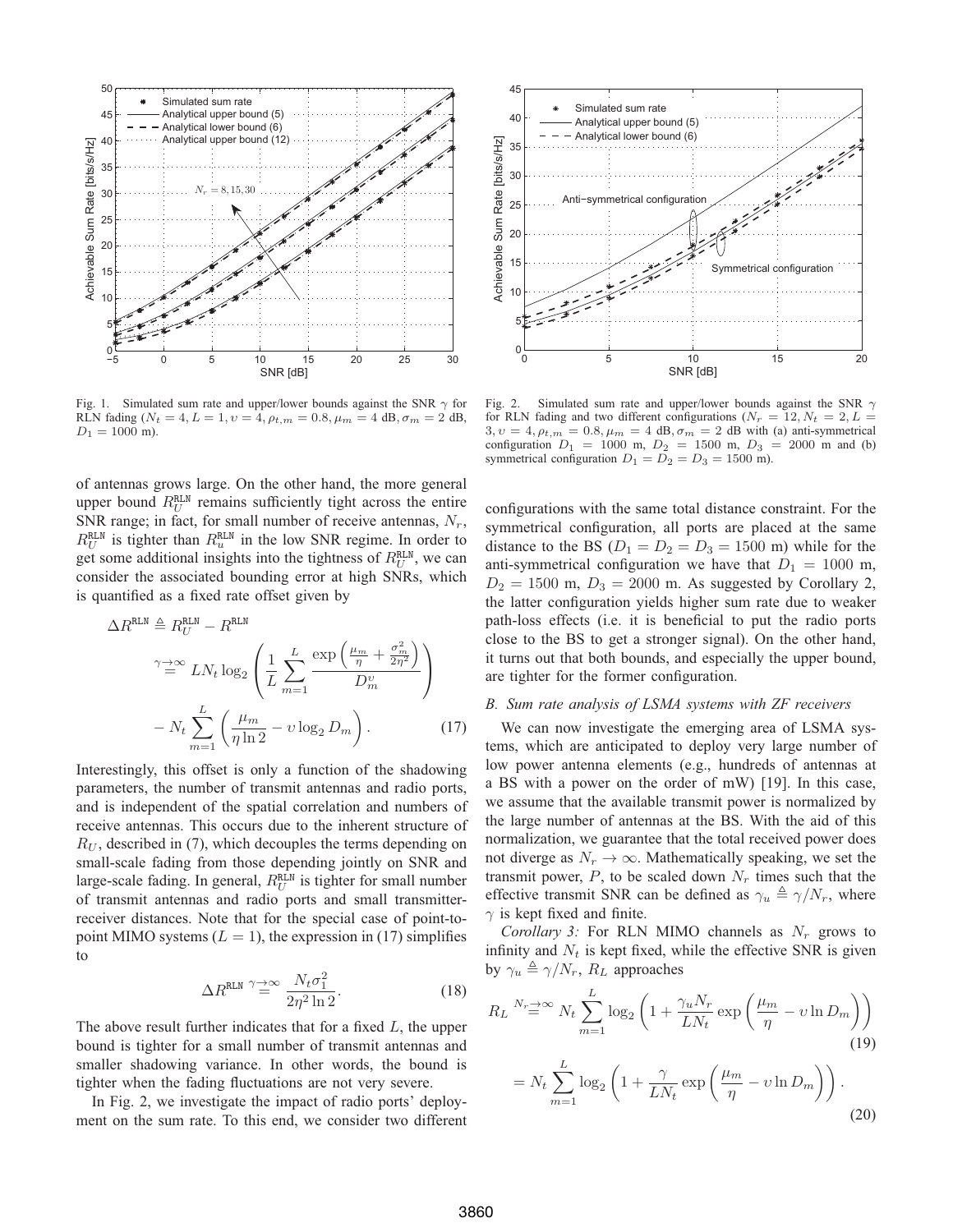Fig. 1. Simulated sum rate and upper/lower bounds against the SNR $\gamma$ for RLN fading ($N_t = 4, L = 1, \upsilon = 4, \rho_{t,m} = 0.8, \mu_m = 4$ dB$, \sigma_m = 2$ dB, $D_1 = 1000$ m).

Fig. 2. Simulated sum rate and upper/lower bounds against the SNR $\gamma$ for RLN fading and two different configurations ($N_r = 12, N_t = 2, L = 3, \upsilon = 4, \rho_{t,m} = 0.8, \mu_m = 4$ dB$, \sigma_m = 2$ dB with (a) anti-symmetrical configuration $D_1 = 1000$ m, $D_2 = 1500$ m, $D_3 = 2000$ m and (b) symmetrical configuration $D_1 = D_2 = D_3 = 1500$ m).

of antennas grows large. On the other hand, the more general upper bound $R_U^{\mathtt{RLN}}$ remains sufficiently tight across the entire SNR range; in fact, for small number of receive antennas, $N_r$, $R_U^{\mathtt{RLN}}$ is tighter than $R_u^{\mathtt{RLN}}$ in the low SNR regime. In order to get some additional insights into the tightness of $R_U^{\mathtt{RLN}}$, we can consider the associated bounding error at high SNRs, which is quantified as a fixed rate offset given by

$$\Delta R^{\mathtt{RLN}} \triangleq R_U^{\mathtt{RLN}} - R^{\mathtt{RLN}} \overset{\gamma\to\infty}{=} LN_t \log_2\left(\frac{1}{L}\sum_{m=1}^{L}\frac{\exp\left(\frac{\mu_m}{\eta}+\frac{\sigma_m^2}{2\eta^2}\right)}{D_m^{\upsilon}}\right) - N_t\sum_{m=1}^{L}\left(\frac{\mu_m}{\eta\ln 2}-\upsilon\log_2 D_m\right). \tag{17}$$

Interestingly, this offset is only a function of the shadowing parameters, the number of transmit antennas and radio ports, and is independent of the spatial correlation and numbers of receive antennas. This occurs due to the inherent structure of $R_U$, described in (7), which decouples the terms depending on small-scale fading from those depending jointly on SNR and large-scale fading. In general, $R_U^{\mathtt{RLN}}$ is tighter for small number of transmit antennas and radio ports and small transmitter-receiver distances. Note that for the special case of point-to-point MIMO systems ($L = 1$), the expression in (17) simplifies to

$$\Delta R^{\mathtt{RLN}} \overset{\gamma\to\infty}{=} \frac{N_t\sigma_1^2}{2\eta^2\ln 2}. \tag{18}$$

The above result further indicates that for a fixed $L$, the upper bound is tighter for a small number of transmit antennas and smaller shadowing variance. In other words, the bound is tighter when the fading fluctuations are not very severe.

In Fig. 2, we investigate the impact of radio ports' deployment on the sum rate. To this end, we consider two different configurations with the same total distance constraint. For the symmetrical configuration, all ports are placed at the same distance to the BS ($D_1 = D_2 = D_3 = 1500$ m) while for the anti-symmetrical configuration we have that $D_1 = 1000$ m, $D_2 = 1500$ m, $D_3 = 2000$ m. As suggested by Corollary 2, the latter configuration yields higher sum rate due to weaker path-loss effects (i.e. it is beneficial to put the radio ports close to the BS to get a stronger signal). On the other hand, it turns out that both bounds, and especially the upper bound, are tighter for the former configuration.

### *B. Sum rate analysis of LSMA systems with ZF receivers*

We can now investigate the emerging area of LSMA systems, which are anticipated to deploy very large number of low power antenna elements (e.g., hundreds of antennas at a BS with a power on the order of mW) [19]. In this case, we assume that the available transmit power is normalized by the large number of antennas at the BS. With the aid of this normalization, we guarantee that the total received power does not diverge as $N_r \to \infty$. Mathematically speaking, we set the transmit power, $P$, to be scaled down $N_r$ times such that the effective transmit SNR can be defined as $\gamma_u \triangleq \gamma/N_r$, where $\gamma$ is kept fixed and finite.

*Corollary 3:* For RLN MIMO channels as $N_r$ grows to infinity and $N_t$ is kept fixed, while the effective SNR is given by $\gamma_u \triangleq \gamma/N_r$, $R_L$ approaches

$$R_L \overset{N_r\to\infty}{=} N_t\sum_{m=1}^{L}\log_2\left(1+\frac{\gamma_u N_r}{LN_t}\exp\left(\frac{\mu_m}{\eta}-\upsilon\ln D_m\right)\right) \tag{19}$$

$$= N_t\sum_{m=1}^{L}\log_2\left(1+\frac{\gamma}{LN_t}\exp\left(\frac{\mu_m}{\eta}-\upsilon\ln D_m\right)\right). \tag{20}$$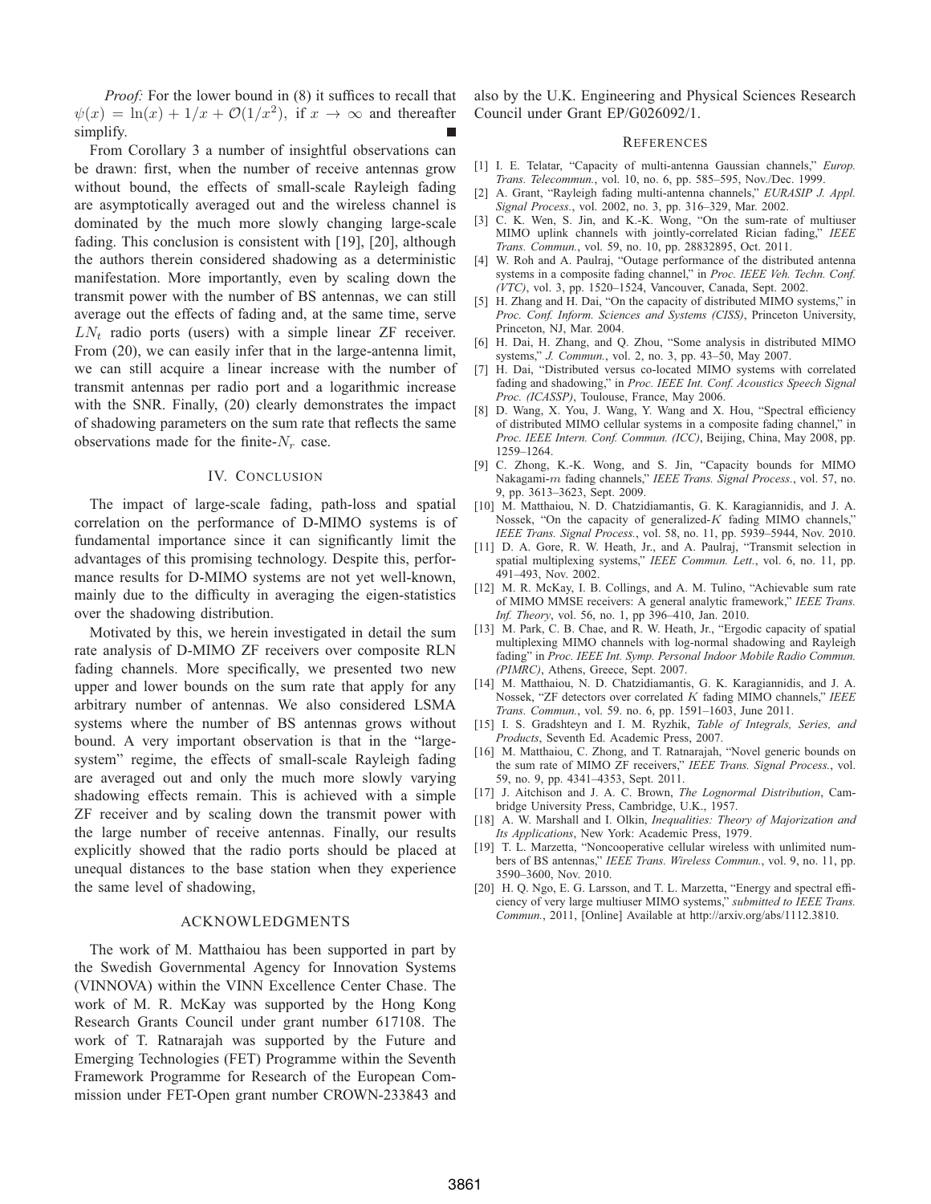*Proof:* For the lower bound in (8) it suffices to recall that $\psi(x) = \ln(x) + 1/x + \mathcal{O}(1/x^2)$, if $x \to \infty$ and thereafter simplify. ∎

From Corollary 3 a number of insightful observations can be drawn: first, when the number of receive antennas grow without bound, the effects of small-scale Rayleigh fading are asymptotically averaged out and the wireless channel is dominated by the much more slowly changing large-scale fading. This conclusion is consistent with [19], [20], although the authors therein considered shadowing as a deterministic manifestation. More importantly, even by scaling down the transmit power with the number of BS antennas, we can still average out the effects of fading and, at the same time, serve $LN_t$ radio ports (users) with a simple linear ZF receiver. From (20), we can easily infer that in the large-antenna limit, we can still acquire a linear increase with the number of transmit antennas per radio port and a logarithmic increase with the SNR. Finally, (20) clearly demonstrates the impact of shadowing parameters on the sum rate that reflects the same observations made for the finite-$N_r$ case.

## IV. Conclusion

The impact of large-scale fading, path-loss and spatial correlation on the performance of D-MIMO systems is of fundamental importance since it can significantly limit the advantages of this promising technology. Despite this, performance results for D-MIMO systems are not yet well-known, mainly due to the difficulty in averaging the eigen-statistics over the shadowing distribution.

Motivated by this, we herein investigated in detail the sum rate analysis of D-MIMO ZF receivers over composite RLN fading channels. More specifically, we presented two new upper and lower bounds on the sum rate that apply for any arbitrary number of antennas. We also considered LSMA systems where the number of BS antennas grows without bound. A very important observation is that in the "large-system" regime, the effects of small-scale Rayleigh fading are averaged out and only the much more slowly varying shadowing effects remain. This is achieved with a simple ZF receiver and by scaling down the transmit power with the large number of receive antennas. Finally, our results explicitly showed that the radio ports should be placed at unequal distances to the base station when they experience the same level of shadowing,

## Acknowledgments

The work of M. Matthaiou has been supported in part by the Swedish Governmental Agency for Innovation Systems (VINNOVA) within the VINN Excellence Center Chase. The work of M. R. McKay was supported by the Hong Kong Research Grants Council under grant number 617108. The work of T. Ratnarajah was supported by the Future and Emerging Technologies (FET) Programme within the Seventh Framework Programme for Research of the European Commission under FET-Open grant number CROWN-233843 and also by the U.K. Engineering and Physical Sciences Research Council under Grant EP/G026092/1.

## References

[1] I. E. Telatar, "Capacity of multi-antenna Gaussian channels," *Europ. Trans. Telecommun.*, vol. 10, no. 6, pp. 585–595, Nov./Dec. 1999.

[2] A. Grant, "Rayleigh fading multi-antenna channels," *EURASIP J. Appl. Signal Process.*, vol. 2002, no. 3, pp. 316–329, Mar. 2002.

[3] C. K. Wen, S. Jin, and K.-K. Wong, "On the sum-rate of multiuser MIMO uplink channels with jointly-correlated Rician fading," *IEEE Trans. Commun.*, vol. 59, no. 10, pp. 28832895, Oct. 2011.

[4] W. Roh and A. Paulraj, "Outage performance of the distributed antenna systems in a composite fading channel," in *Proc. IEEE Veh. Techn. Conf. (VTC)*, vol. 3, pp. 1520–1524, Vancouver, Canada, Sept. 2002.

[5] H. Zhang and H. Dai, "On the capacity of distributed MIMO systems," in *Proc. Conf. Inform. Sciences and Systems (CISS)*, Princeton University, Princeton, NJ, Mar. 2004.

[6] H. Dai, H. Zhang, and Q. Zhou, "Some analysis in distributed MIMO systems," *J. Commun.*, vol. 2, no. 3, pp. 43–50, May 2007.

[7] H. Dai, "Distributed versus co-located MIMO systems with correlated fading and shadowing," in *Proc. IEEE Int. Conf. Acoustics Speech Signal Proc. (ICASSP)*, Toulouse, France, May 2006.

[8] D. Wang, X. You, J. Wang, Y. Wang and X. Hou, "Spectral efficiency of distributed MIMO cellular systems in a composite fading channel," in *Proc. IEEE Intern. Conf. Commun. (ICC)*, Beijing, China, May 2008, pp. 1259–1264.

[9] C. Zhong, K.-K. Wong, and S. Jin, "Capacity bounds for MIMO Nakagami-$m$ fading channels," *IEEE Trans. Signal Process.*, vol. 57, no. 9, pp. 3613–3623, Sept. 2009.

[10] M. Matthaiou, N. D. Chatzidiamantis, G. K. Karagiannidis, and J. A. Nossek, "On the capacity of generalized-$K$ fading MIMO channels," *IEEE Trans. Signal Process.*, vol. 58, no. 11, pp. 5939–5944, Nov. 2010.

[11] D. A. Gore, R. W. Heath, Jr., and A. Paulraj, "Transmit selection in spatial multiplexing systems," *IEEE Commun. Lett.*, vol. 6, no. 11, pp. 491–493, Nov. 2002.

[12] M. R. McKay, I. B. Collings, and A. M. Tulino, "Achievable sum rate of MIMO MMSE receivers: A general analytic framework," *IEEE Trans. Inf. Theory*, vol. 56, no. 1, pp 396–410, Jan. 2010.

[13] M. Park, C. B. Chae, and R. W. Heath, Jr., "Ergodic capacity of spatial multiplexing MIMO channels with log-normal shadowing and Rayleigh fading" in *Proc. IEEE Int. Symp. Personal Indoor Mobile Radio Commun. (PIMRC)*, Athens, Greece, Sept. 2007.

[14] M. Matthaiou, N. D. Chatzidiamantis, G. K. Karagiannidis, and J. A. Nossek, "ZF detectors over correlated $K$ fading MIMO channels," *IEEE Trans. Commun.*, vol. 59. no. 6, pp. 1591–1603, June 2011.

[15] I. S. Gradshteyn and I. M. Ryzhik, *Table of Integrals, Series, and Products*, Seventh Ed. Academic Press, 2007.

[16] M. Matthaiou, C. Zhong, and T. Ratnarajah, "Novel generic bounds on the sum rate of MIMO ZF receivers," *IEEE Trans. Signal Process.*, vol. 59, no. 9, pp. 4341–4353, Sept. 2011.

[17] J. Aitchison and J. A. C. Brown, *The Lognormal Distribution*, Cambridge University Press, Cambridge, U.K., 1957.

[18] A. W. Marshall and I. Olkin, *Inequalities: Theory of Majorization and Its Applications*, New York: Academic Press, 1979.

[19] T. L. Marzetta, "Noncooperative cellular wireless with unlimited numbers of BS antennas," *IEEE Trans. Wireless Commun.*, vol. 9, no. 11, pp. 3590–3600, Nov. 2010.

[20] H. Q. Ngo, E. G. Larsson, and T. L. Marzetta, "Energy and spectral efficiency of very large multiuser MIMO systems," *submitted to IEEE Trans. Commun.*, 2011, [Online] Available at http://arxiv.org/abs/1112.3810.